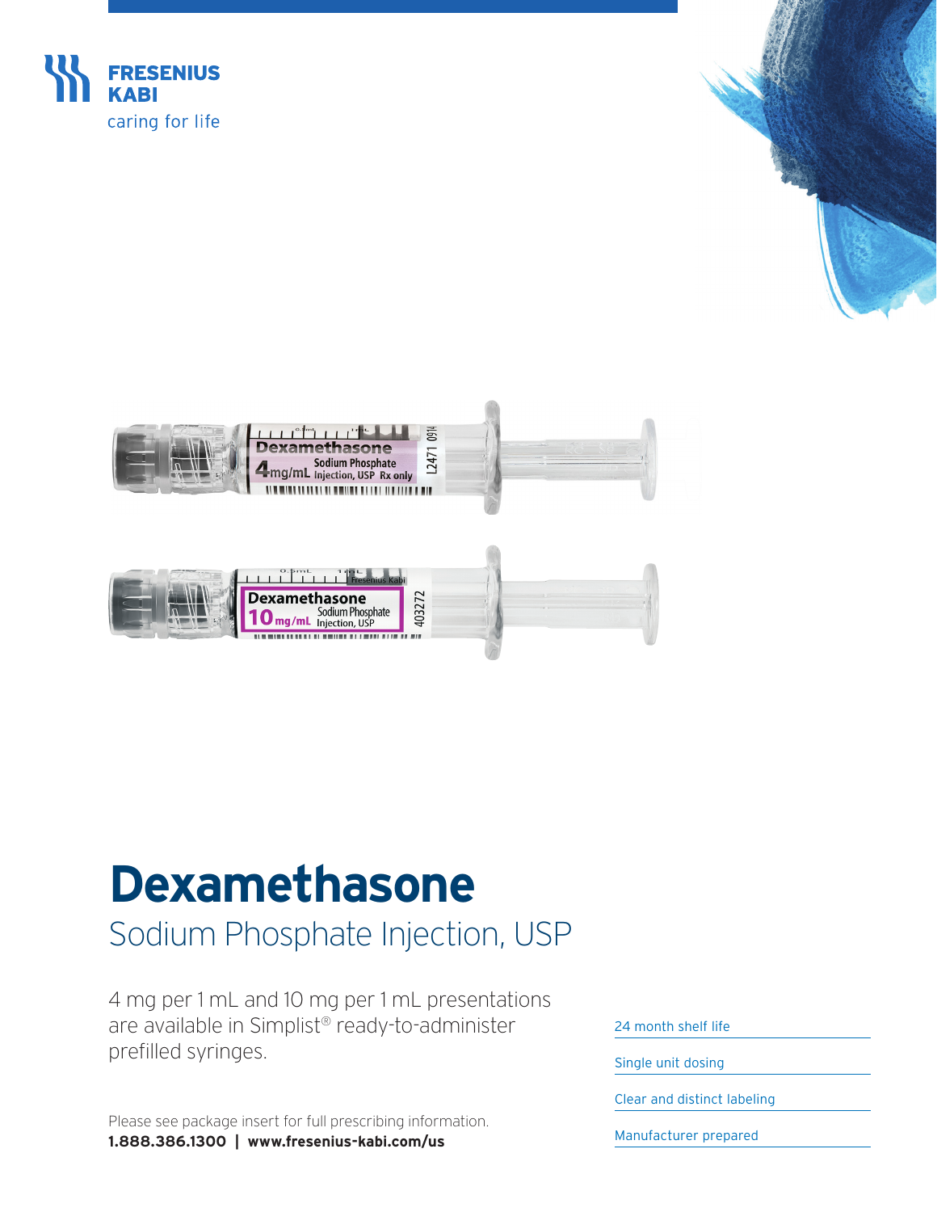FRESENIUS KABI

caring for life

# Dexamethasone

## Sodium Phosphate Injection, USP

4 mg per 1 mL and 10 mg per 1 mL presentations are available in Simplist® ready-to-administer prefilled syringes.

- 24 month shelf life
- Single unit dosing
- Clear and distinct labeling
- Manufacturer prepared

Please see package insert for full prescribing information.

**1.888.386.1300 | www.fresenius-kabi.com/us**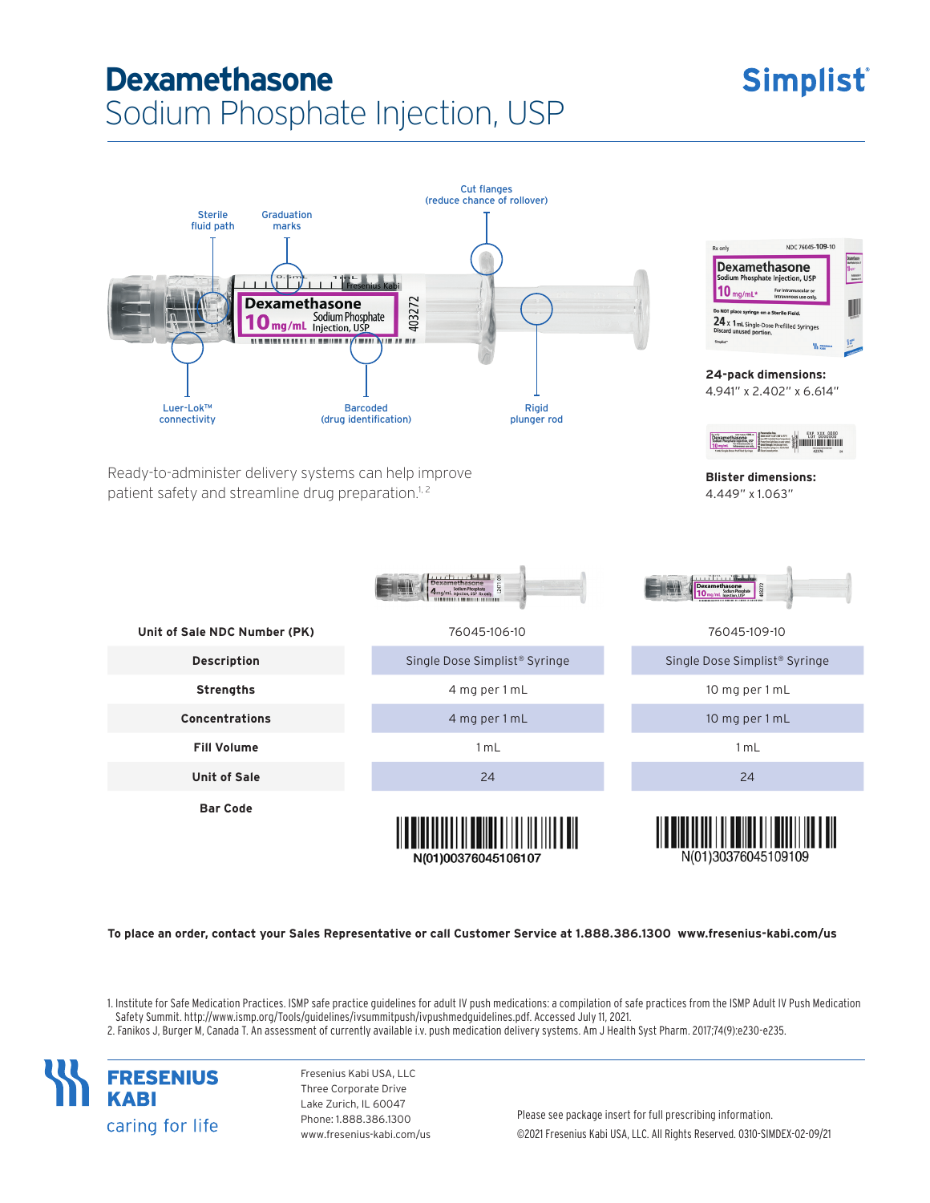# Dexamethasone
## Sodium Phosphate Injection, USP

Simplist®

Sterile fluid path

Graduation marks

Cut flanges (reduce chance of rollover)

Luer-Lok™ connectivity

Barcoded (drug identification)

Rigid plunger rod

**24-pack dimensions:**
4.941" x 2.402" x 6.614"

**Blister dimensions:**
4.449" x 1.063"

Ready-to-administer delivery systems can help improve patient safety and streamline drug preparation.[1,2]

| | | |
|---|---|---|
| **Unit of Sale NDC Number (PK)** | 76045-106-10 | 76045-109-10 |
| **Description** | Single Dose Simplist® Syringe | Single Dose Simplist® Syringe |
| **Strengths** | 4 mg per 1 mL | 10 mg per 1 mL |
| **Concentrations** | 4 mg per 1 mL | 10 mg per 1 mL |
| **Fill Volume** | 1 mL | 1 mL |
| **Unit of Sale** | 24 | 24 |
| **Bar Code** | N(01)00376045106107 | N(01)30376045109109 |

**To place an order, contact your Sales Representative or call Customer Service at 1.888.386.1300 www.fresenius-kabi.com/us**

1. Institute for Safe Medication Practices. ISMP safe practice guidelines for adult IV push medications: a compilation of safe practices from the ISMP Adult IV Push Medication Safety Summit. http://www.ismp.org/Tools/guidelines/ivsummitpush/ivpushmedguidelines.pdf. Accessed July 11, 2021.
2. Fanikos J, Burger M, Canada T. An assessment of currently available i.v. push medication delivery systems. Am J Health Syst Pharm. 2017;74(9):e230-e235.

FRESENIUS KABI
caring for life

Fresenius Kabi USA, LLC
Three Corporate Drive
Lake Zurich, IL 60047
Phone: 1.888.386.1300
www.fresenius-kabi.com/us

Please see package insert for full prescribing information.

©2021 Fresenius Kabi USA, LLC. All Rights Reserved. 0310-SIMDEX-02-09/21